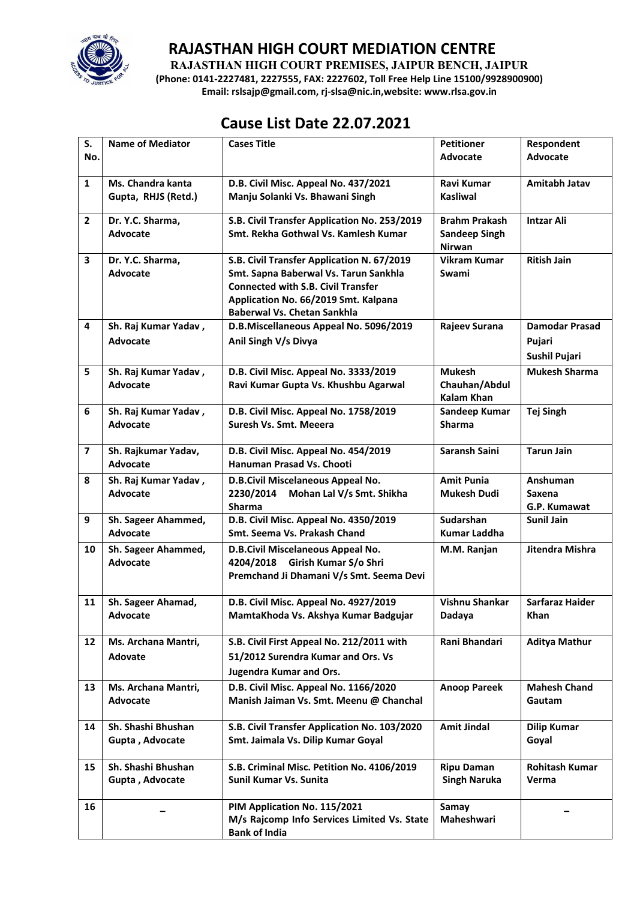# RAJASTHAN HIGH COURT MEDIATION CENTRE

**RAJASTHAN HIGH COURT PREMISES, JAIPUR BENCH, JAIPUR**

**(Phone: 0141-2227481, 2227555, FAX: 2227602, Toll Free Help Line 15100/9928900900)**

**Email: rslsajp@gmail.com, rj-slsa@nic.in,website: www.rlsa.gov.in**

## Cause List Date 22.07.2021

| S. No. | Name of Mediator | Cases Title | Petitioner Advocate | Respondent Advocate |
|---|---|---|---|---|
| 1 | Ms. Chandra kanta Gupta, RHJS (Retd.) | D.B. Civil Misc. Appeal No. 437/2021 Manju Solanki Vs. Bhawani Singh | Ravi Kumar Kasliwal | Amitabh Jatav |
| 2 | Dr. Y.C. Sharma, Advocate | S.B. Civil Transfer Application No. 253/2019 Smt. Rekha Gothwal Vs. Kamlesh Kumar | Brahm Prakash Sandeep Singh Nirwan | Intzar Ali |
| 3 | Dr. Y.C. Sharma, Advocate | S.B. Civil Transfer Application N. 67/2019 Smt. Sapna Baberwal Vs. Tarun Sankhla Connected with S.B. Civil Transfer Application No. 66/2019 Smt. Kalpana Baberwal Vs. Chetan Sankhla | Vikram Kumar Swami | Ritish Jain |
| 4 | Sh. Raj Kumar Yadav , Advocate | D.B.Miscellaneous Appeal No. 5096/2019 Anil Singh V/s Divya | Rajeev Surana | Damodar Prasad Pujari Sushil Pujari |
| 5 | Sh. Raj Kumar Yadav , Advocate | D.B. Civil Misc. Appeal No. 3333/2019 Ravi Kumar Gupta Vs. Khushbu Agarwal | Mukesh Chauhan/Abdul Kalam Khan | Mukesh Sharma |
| 6 | Sh. Raj Kumar Yadav , Advocate | D.B. Civil Misc. Appeal No. 1758/2019 Suresh Vs. Smt. Meeera | Sandeep Kumar Sharma | Tej Singh |
| 7 | Sh. Rajkumar Yadav, Advocate | D.B. Civil Misc. Appeal No. 454/2019 Hanuman Prasad Vs. Chooti | Saransh Saini | Tarun Jain |
| 8 | Sh. Raj Kumar Yadav , Advocate | D.B.Civil Miscelaneous Appeal No. 2230/2014 Mohan Lal V/s Smt. Shikha Sharma | Amit Punia Mukesh Dudi | Anshuman Saxena G.P. Kumawat |
| 9 | Sh. Sageer Ahammed, Advocate | D.B. Civil Misc. Appeal No. 4350/2019 Smt. Seema Vs. Prakash Chand | Sudarshan Kumar Laddha | Sunil Jain |
| 10 | Sh. Sageer Ahammed, Advocate | D.B.Civil Miscelaneous Appeal No. 4204/2018 Girish Kumar S/o Shri Premchand Ji Dhamani V/s Smt. Seema Devi | M.M. Ranjan | Jitendra Mishra |
| 11 | Sh. Sageer Ahamad, Advocate | D.B. Civil Misc. Appeal No. 4927/2019 MamtaKhoda Vs. Akshya Kumar Badgujar | Vishnu Shankar Dadaya | Sarfaraz Haider Khan |
| 12 | Ms. Archana Mantri, Adovate | S.B. Civil First Appeal No. 212/2011 with 51/2012 Surendra Kumar and Ors. Vs Jugendra Kumar and Ors. | Rani Bhandari | Aditya Mathur |
| 13 | Ms. Archana Mantri, Advocate | D.B. Civil Misc. Appeal No. 1166/2020 Manish Jaiman Vs. Smt. Meenu @ Chanchal | Anoop Pareek | Mahesh Chand Gautam |
| 14 | Sh. Shashi Bhushan Gupta , Advocate | S.B. Civil Transfer Application No. 103/2020 Smt. Jaimala Vs. Dilip Kumar Goyal | Amit Jindal | Dilip Kumar Goyal |
| 15 | Sh. Shashi Bhushan Gupta , Advocate | S.B. Criminal Misc. Petition No. 4106/2019 Sunil Kumar Vs. Sunita | Ripu Daman Singh Naruka | Rohitash Kumar Verma |
| 16 | – | PIM Application No. 115/2021 M/s Rajcomp Info Services Limited Vs. State Bank of India | Samay Maheshwari | – |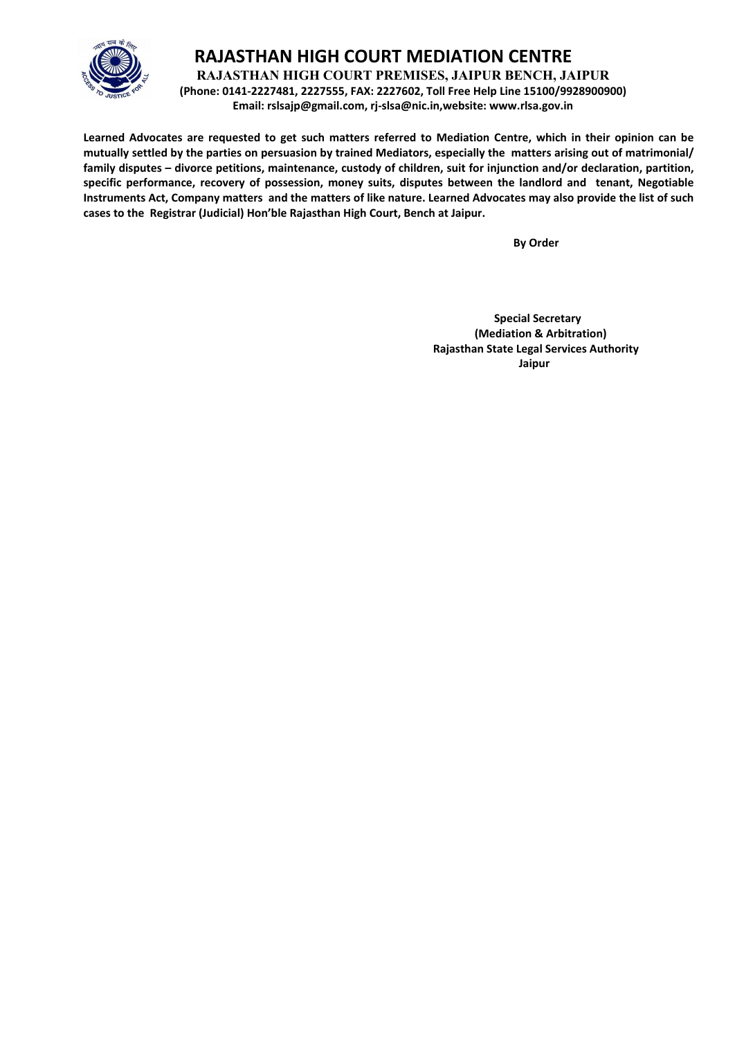# RAJASTHAN HIGH COURT MEDIATION CENTRE

**RAJASTHAN HIGH COURT PREMISES, JAIPUR BENCH, JAIPUR**

**(Phone: 0141-2227481, 2227555, FAX: 2227602, Toll Free Help Line 15100/9928900900)**

**Email: rslsajp@gmail.com, rj-slsa@nic.in,website: www.rlsa.gov.in**

**Learned Advocates are requested to get such matters referred to Mediation Centre, which in their opinion can be mutually settled by the parties on persuasion by trained Mediators, especially the matters arising out of matrimonial/ family disputes – divorce petitions, maintenance, custody of children, suit for injunction and/or declaration, partition, specific performance, recovery of possession, money suits, disputes between the landlord and tenant, Negotiable Instruments Act, Company matters and the matters of like nature. Learned Advocates may also provide the list of such cases to the Registrar (Judicial) Hon'ble Rajasthan High Court, Bench at Jaipur.**

**By Order**

**Special Secretary**
**(Mediation & Arbitration)**
**Rajasthan State Legal Services Authority**
**Jaipur**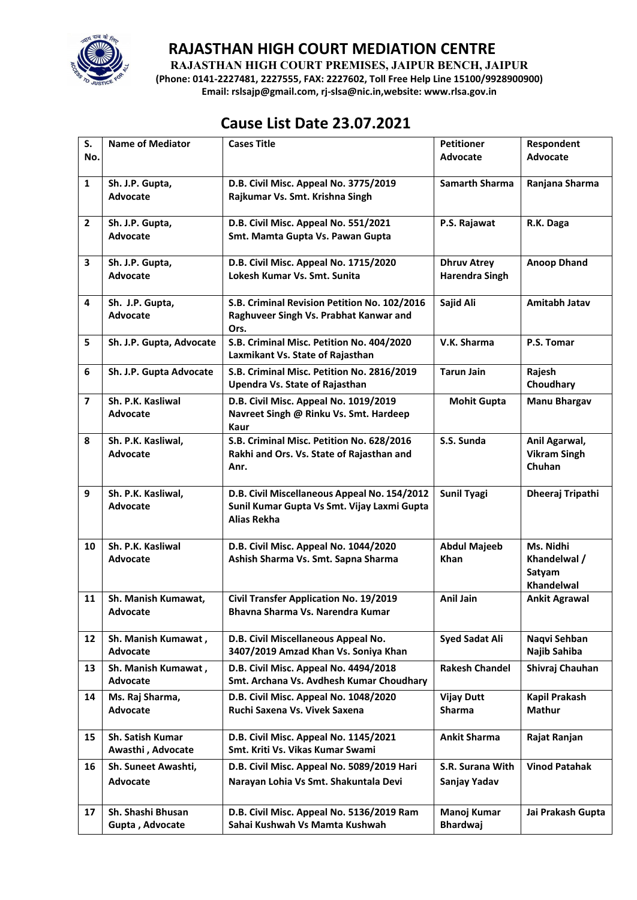# RAJASTHAN HIGH COURT MEDIATION CENTRE

**RAJASTHAN HIGH COURT PREMISES, JAIPUR BENCH, JAIPUR**

**(Phone: 0141-2227481, 2227555, FAX: 2227602, Toll Free Help Line 15100/9928900900)**

**Email: rslsajp@gmail.com, rj-slsa@nic.in,website: www.rlsa.gov.in**

## Cause List Date 23.07.2021

| S. No. | Name of Mediator | Cases Title | Petitioner Advocate | Respondent Advocate |
|---|---|---|---|---|
| 1 | Sh. J.P. Gupta, Advocate | D.B. Civil Misc. Appeal No. 3775/2019 Rajkumar Vs. Smt. Krishna Singh | Samarth Sharma | Ranjana Sharma |
| 2 | Sh. J.P. Gupta, Advocate | D.B. Civil Misc. Appeal No. 551/2021 Smt. Mamta Gupta Vs. Pawan Gupta | P.S. Rajawat | R.K. Daga |
| 3 | Sh. J.P. Gupta, Advocate | D.B. Civil Misc. Appeal No. 1715/2020 Lokesh Kumar Vs. Smt. Sunita | Dhruv Atrey Harendra Singh | Anoop Dhand |
| 4 | Sh. J.P. Gupta, Advocate | S.B. Criminal Revision Petition No. 102/2016 Raghuveer Singh Vs. Prabhat Kanwar and Ors. | Sajid Ali | Amitabh Jatav |
| 5 | Sh. J.P. Gupta, Advocate | S.B. Criminal Misc. Petition No. 404/2020 Laxmikant Vs. State of Rajasthan | V.K. Sharma | P.S. Tomar |
| 6 | Sh. J.P. Gupta Advocate | S.B. Criminal Misc. Petition No. 2816/2019 Upendra Vs. State of Rajasthan | Tarun Jain | Rajesh Choudhary |
| 7 | Sh. P.K. Kasliwal Advocate | D.B. Civil Misc. Appeal No. 1019/2019 Navreet Singh @ Rinku Vs. Smt. Hardeep Kaur | Mohit Gupta | Manu Bhargav |
| 8 | Sh. P.K. Kasliwal, Advocate | S.B. Criminal Misc. Petition No. 628/2016 Rakhi and Ors. Vs. State of Rajasthan and Anr. | S.S. Sunda | Anil Agarwal, Vikram Singh Chuhan |
| 9 | Sh. P.K. Kasliwal, Advocate | D.B. Civil Miscellaneous Appeal No. 154/2012 Sunil Kumar Gupta Vs Smt. Vijay Laxmi Gupta Alias Rekha | Sunil Tyagi | Dheeraj Tripathi |
| 10 | Sh. P.K. Kasliwal Advocate | D.B. Civil Misc. Appeal No. 1044/2020 Ashish Sharma Vs. Smt. Sapna Sharma | Abdul Majeeb Khan | Ms. Nidhi Khandelwal / Satyam Khandelwal |
| 11 | Sh. Manish Kumawat, Advocate | Civil Transfer Application No. 19/2019 Bhavna Sharma Vs. Narendra Kumar | Anil Jain | Ankit Agrawal |
| 12 | Sh. Manish Kumawat , Advocate | D.B. Civil Miscellaneous Appeal No. 3407/2019 Amzad Khan Vs. Soniya Khan | Syed Sadat Ali | Naqvi Sehban Najib Sahiba |
| 13 | Sh. Manish Kumawat , Advocate | D.B. Civil Misc. Appeal No. 4494/2018 Smt. Archana Vs. Avdhesh Kumar Choudhary | Rakesh Chandel | Shivraj Chauhan |
| 14 | Ms. Raj Sharma, Advocate | D.B. Civil Misc. Appeal No. 1048/2020 Ruchi Saxena Vs. Vivek Saxena | Vijay Dutt Sharma | Kapil Prakash Mathur |
| 15 | Sh. Satish Kumar Awasthi , Advocate | D.B. Civil Misc. Appeal No. 1145/2021 Smt. Kriti Vs. Vikas Kumar Swami | Ankit Sharma | Rajat Ranjan |
| 16 | Sh. Suneet Awashti, Advocate | D.B. Civil Misc. Appeal No. 5089/2019 Hari Narayan Lohia Vs Smt. Shakuntala Devi | S.R. Surana With Sanjay Yadav | Vinod Patahak |
| 17 | Sh. Shashi Bhusan Gupta , Advocate | D.B. Civil Misc. Appeal No. 5136/2019 Ram Sahai Kushwah Vs Mamta Kushwah | Manoj Kumar Bhardwaj | Jai Prakash Gupta |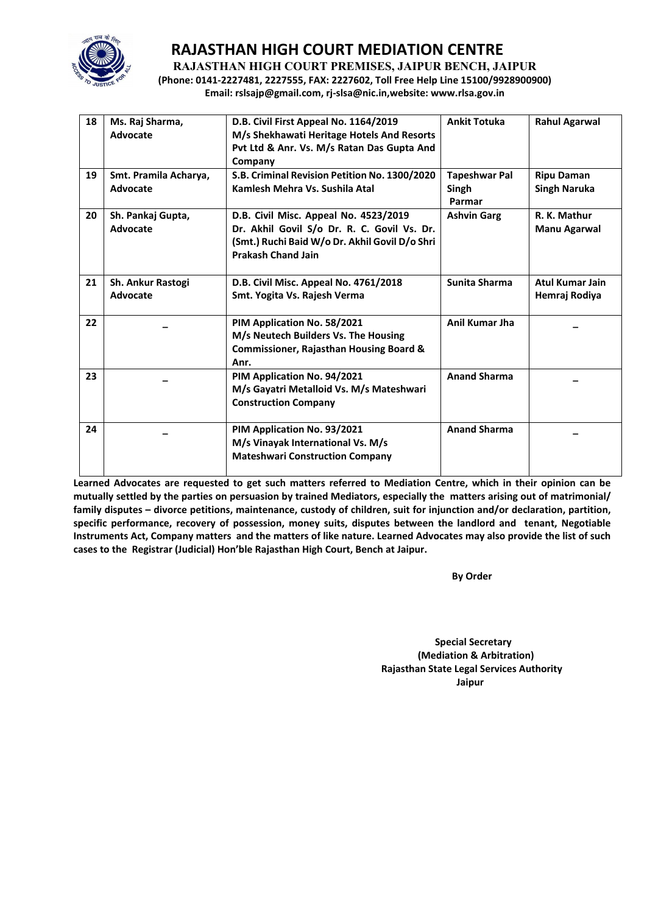# RAJASTHAN HIGH COURT MEDIATION CENTRE

**RAJASTHAN HIGH COURT PREMISES, JAIPUR BENCH, JAIPUR**

**(Phone: 0141-2227481, 2227555, FAX: 2227602, Toll Free Help Line 15100/9928900900)**

**Email: rslsajp@gmail.com, rj-slsa@nic.in,website: www.rlsa.gov.in**

| | | | | |
|---|---|---|---|---|
| **18** | **Ms. Raj Sharma, Advocate** | **D.B. Civil First Appeal No. 1164/2019 M/s Shekhawati Heritage Hotels And Resorts Pvt Ltd & Anr. Vs. M/s Ratan Das Gupta And Company** | **Ankit Totuka** | **Rahul Agarwal** |
| **19** | **Smt. Pramila Acharya, Advocate** | **S.B. Criminal Revision Petition No. 1300/2020 Kamlesh Mehra Vs. Sushila Atal** | **Tapeshwar Pal Singh Parmar** | **Ripu Daman Singh Naruka** |
| **20** | **Sh. Pankaj Gupta, Advocate** | **D.B. Civil Misc. Appeal No. 4523/2019 Dr. Akhil Govil S/o Dr. R. C. Govil Vs. Dr. (Smt.) Ruchi Baid W/o Dr. Akhil Govil D/o Shri Prakash Chand Jain** | **Ashvin Garg** | **R. K. Mathur Manu Agarwal** |
| **21** | **Sh. Ankur Rastogi Advocate** | **D.B. Civil Misc. Appeal No. 4761/2018 Smt. Yogita Vs. Rajesh Verma** | **Sunita Sharma** | **Atul Kumar Jain Hemraj Rodiya** |
| **22** | – | **PIM Application No. 58/2021 M/s Neutech Builders Vs. The Housing Commissioner, Rajasthan Housing Board & Anr.** | **Anil Kumar Jha** | – |
| **23** | – | **PIM Application No. 94/2021 M/s Gayatri Metalloid Vs. M/s Mateshwari Construction Company** | **Anand Sharma** | – |
| **24** | – | **PIM Application No. 93/2021 M/s Vinayak International Vs. M/s Mateshwari Construction Company** | **Anand Sharma** | – |

**Learned Advocates are requested to get such matters referred to Mediation Centre, which in their opinion can be mutually settled by the parties on persuasion by trained Mediators, especially the matters arising out of matrimonial/ family disputes – divorce petitions, maintenance, custody of children, suit for injunction and/or declaration, partition, specific performance, recovery of possession, money suits, disputes between the landlord and tenant, Negotiable Instruments Act, Company matters and the matters of like nature. Learned Advocates may also provide the list of such cases to the Registrar (Judicial) Hon'ble Rajasthan High Court, Bench at Jaipur.**

**By Order**

**Special Secretary**
**(Mediation & Arbitration)**
**Rajasthan State Legal Services Authority**
**Jaipur**